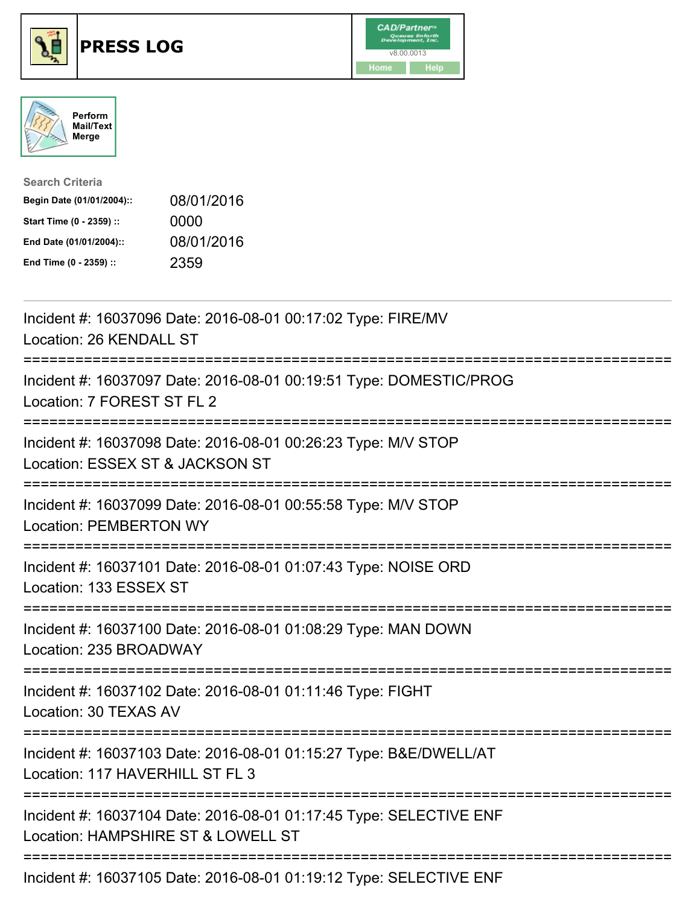# PRESS LOG

CAD/Partner™
v8.00.0013
Home Help

Perform Mail/Text Merge

**Search Criteria**

| | |
|---|---|
| **Begin Date (01/01/2004)::** | 08/01/2016 |
| **Start Time (0 - 2359) ::** | 0000 |
| **End Date (01/01/2004)::** | 08/01/2016 |
| **End Time (0 - 2359) ::** | 2359 |

---

Incident #: 16037096 Date: 2016-08-01 00:17:02 Type: FIRE/MV
Location: 26 KENDALL ST

===========================================================================

Incident #: 16037097 Date: 2016-08-01 00:19:51 Type: DOMESTIC/PROG
Location: 7 FOREST ST FL 2

===========================================================================

Incident #: 16037098 Date: 2016-08-01 00:26:23 Type: M/V STOP
Location: ESSEX ST & JACKSON ST

===========================================================================

Incident #: 16037099 Date: 2016-08-01 00:55:58 Type: M/V STOP
Location: PEMBERTON WY

===========================================================================

Incident #: 16037101 Date: 2016-08-01 01:07:43 Type: NOISE ORD
Location: 133 ESSEX ST

===========================================================================

Incident #: 16037100 Date: 2016-08-01 01:08:29 Type: MAN DOWN
Location: 235 BROADWAY

===========================================================================

Incident #: 16037102 Date: 2016-08-01 01:11:46 Type: FIGHT
Location: 30 TEXAS AV

===========================================================================

Incident #: 16037103 Date: 2016-08-01 01:15:27 Type: B&E/DWELL/AT
Location: 117 HAVERHILL ST FL 3

===========================================================================

Incident #: 16037104 Date: 2016-08-01 01:17:45 Type: SELECTIVE ENF
Location: HAMPSHIRE ST & LOWELL ST

===========================================================================

Incident #: 16037105 Date: 2016-08-01 01:19:12 Type: SELECTIVE ENF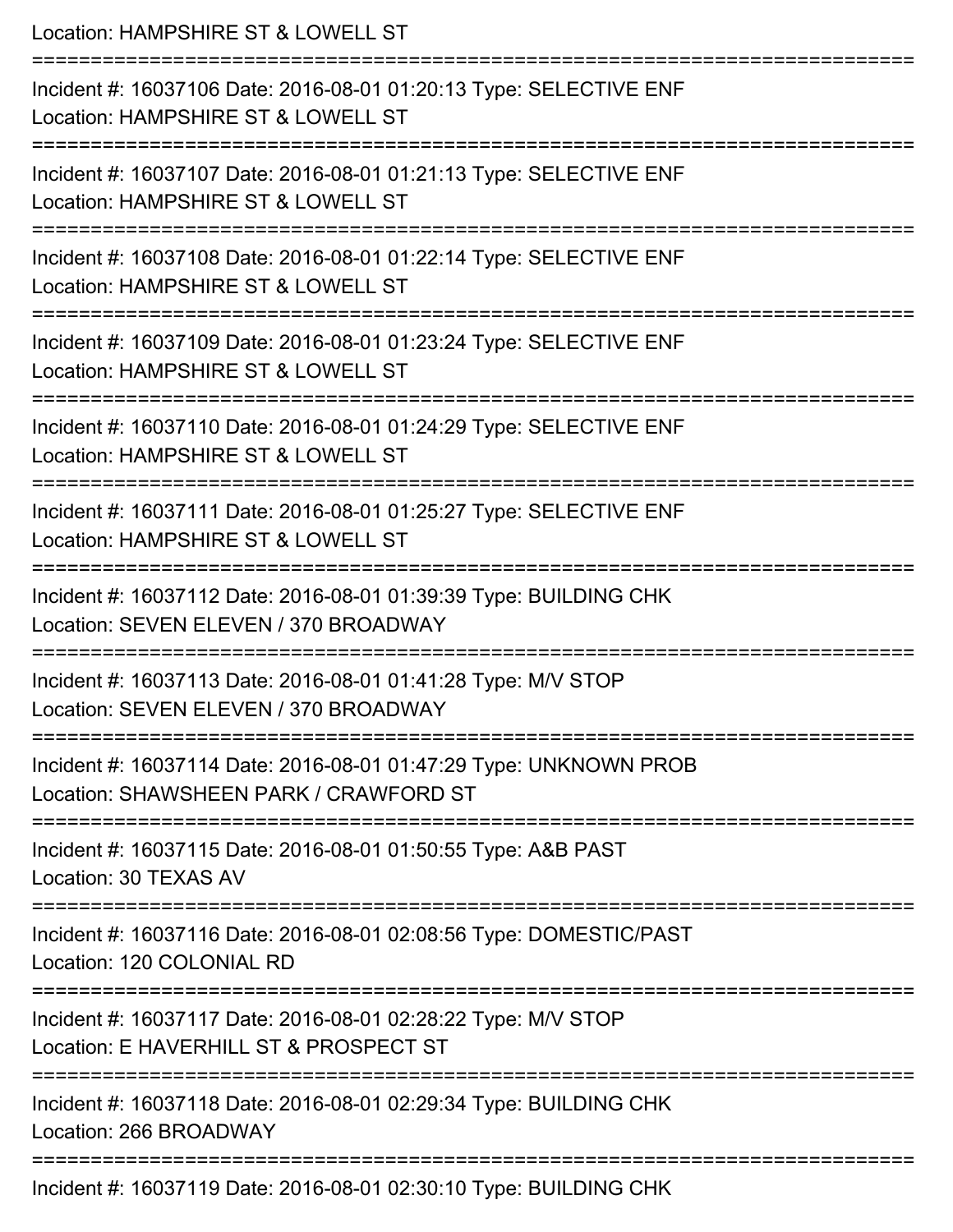Location: HAMPSHIRE ST & LOWELL ST

===========================================================================

Incident #: 16037106 Date: 2016-08-01 01:20:13 Type: SELECTIVE ENF

Location: HAMPSHIRE ST & LOWELL ST

===========================================================================

Incident #: 16037107 Date: 2016-08-01 01:21:13 Type: SELECTIVE ENF

Location: HAMPSHIRE ST & LOWELL ST

===========================================================================

Incident #: 16037108 Date: 2016-08-01 01:22:14 Type: SELECTIVE ENF

Location: HAMPSHIRE ST & LOWELL ST

===========================================================================

Incident #: 16037109 Date: 2016-08-01 01:23:24 Type: SELECTIVE ENF

Location: HAMPSHIRE ST & LOWELL ST

===========================================================================

Incident #: 16037110 Date: 2016-08-01 01:24:29 Type: SELECTIVE ENF

Location: HAMPSHIRE ST & LOWELL ST

===========================================================================

Incident #: 16037111 Date: 2016-08-01 01:25:27 Type: SELECTIVE ENF

Location: HAMPSHIRE ST & LOWELL ST

===========================================================================

Incident #: 16037112 Date: 2016-08-01 01:39:39 Type: BUILDING CHK

Location: SEVEN ELEVEN / 370 BROADWAY

===========================================================================

Incident #: 16037113 Date: 2016-08-01 01:41:28 Type: M/V STOP

Location: SEVEN ELEVEN / 370 BROADWAY

===========================================================================

Incident #: 16037114 Date: 2016-08-01 01:47:29 Type: UNKNOWN PROB

Location: SHAWSHEEN PARK / CRAWFORD ST

===========================================================================

Incident #: 16037115 Date: 2016-08-01 01:50:55 Type: A&B PAST

Location: 30 TEXAS AV

===========================================================================

Incident #: 16037116 Date: 2016-08-01 02:08:56 Type: DOMESTIC/PAST

Location: 120 COLONIAL RD

===========================================================================

Incident #: 16037117 Date: 2016-08-01 02:28:22 Type: M/V STOP

Location: E HAVERHILL ST & PROSPECT ST

===========================================================================

Incident #: 16037118 Date: 2016-08-01 02:29:34 Type: BUILDING CHK

Location: 266 BROADWAY

===========================================================================

Incident #: 16037119 Date: 2016-08-01 02:30:10 Type: BUILDING CHK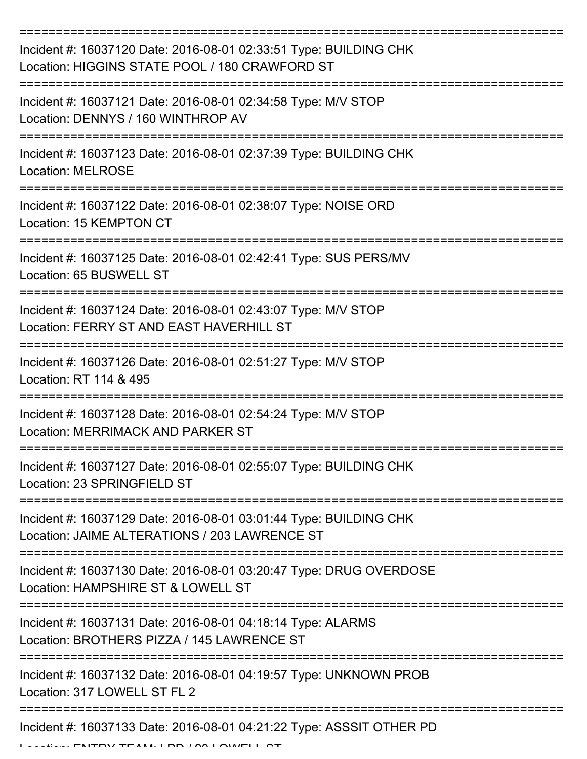===========================================================================

Incident #: 16037120 Date: 2016-08-01 02:33:51 Type: BUILDING CHK
Location: HIGGINS STATE POOL / 180 CRAWFORD ST

===========================================================================

Incident #: 16037121 Date: 2016-08-01 02:34:58 Type: M/V STOP
Location: DENNYS / 160 WINTHROP AV

===========================================================================

Incident #: 16037123 Date: 2016-08-01 02:37:39 Type: BUILDING CHK
Location: MELROSE

===========================================================================

Incident #: 16037122 Date: 2016-08-01 02:38:07 Type: NOISE ORD
Location: 15 KEMPTON CT

===========================================================================

Incident #: 16037125 Date: 2016-08-01 02:42:41 Type: SUS PERS/MV
Location: 65 BUSWELL ST

===========================================================================

Incident #: 16037124 Date: 2016-08-01 02:43:07 Type: M/V STOP
Location: FERRY ST AND EAST HAVERHILL ST

===========================================================================

Incident #: 16037126 Date: 2016-08-01 02:51:27 Type: M/V STOP
Location: RT 114 & 495

===========================================================================

Incident #: 16037128 Date: 2016-08-01 02:54:24 Type: M/V STOP
Location: MERRIMACK AND PARKER ST

===========================================================================

Incident #: 16037127 Date: 2016-08-01 02:55:07 Type: BUILDING CHK
Location: 23 SPRINGFIELD ST

===========================================================================

Incident #: 16037129 Date: 2016-08-01 03:01:44 Type: BUILDING CHK
Location: JAIME ALTERATIONS / 203 LAWRENCE ST

===========================================================================

Incident #: 16037130 Date: 2016-08-01 03:20:47 Type: DRUG OVERDOSE
Location: HAMPSHIRE ST & LOWELL ST

===========================================================================

Incident #: 16037131 Date: 2016-08-01 04:18:14 Type: ALARMS
Location: BROTHERS PIZZA / 145 LAWRENCE ST

===========================================================================

Incident #: 16037132 Date: 2016-08-01 04:19:57 Type: UNKNOWN PROB
Location: 317 LOWELL ST FL 2

===========================================================================

Incident #: 16037133 Date: 2016-08-01 04:21:22 Type: ASSSIT OTHER PD
Location: ENTRY TEAM: LPD / 90 LOWELL ST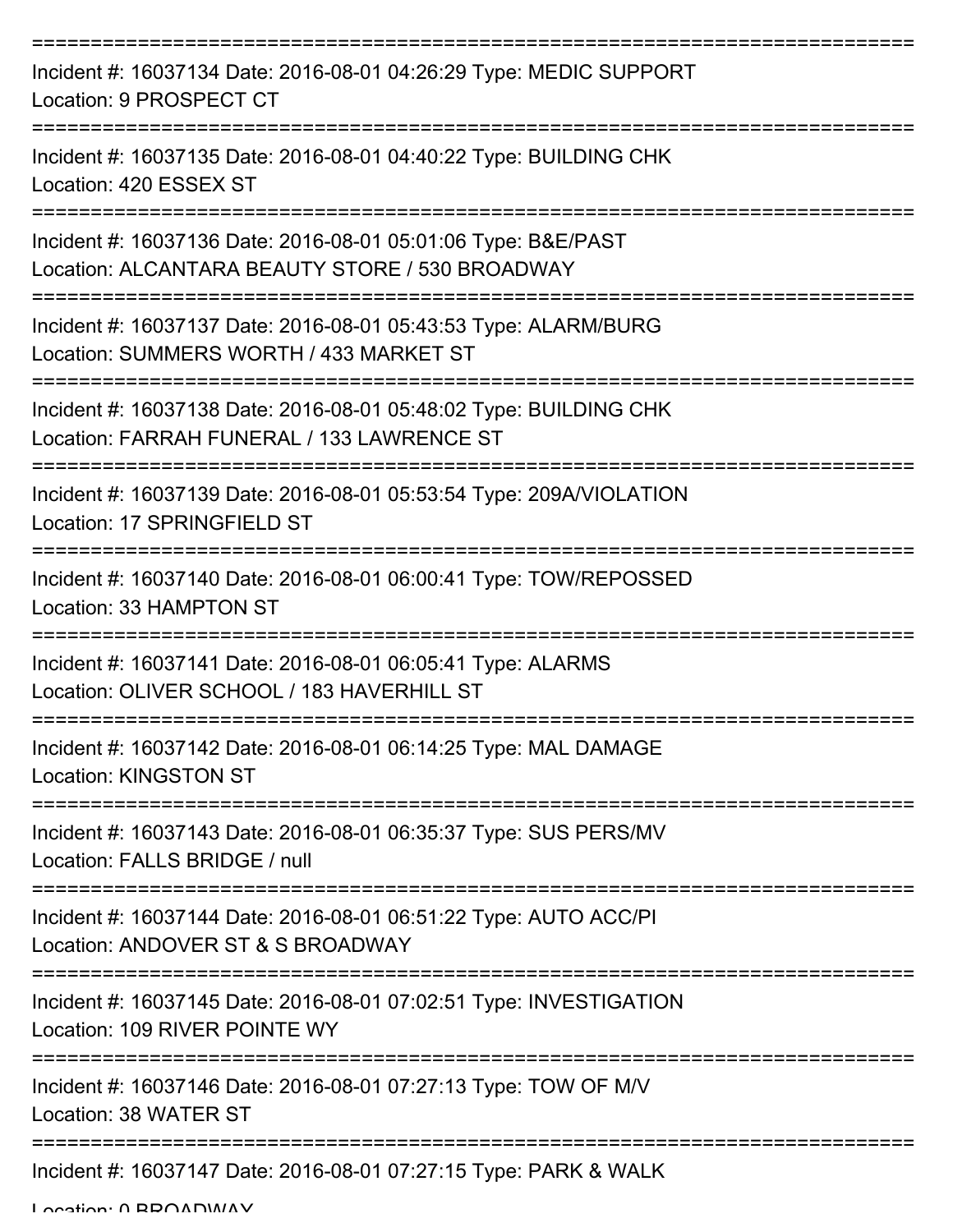===========================================================================

Incident #: 16037134 Date: 2016-08-01 04:26:29 Type: MEDIC SUPPORT
Location: 9 PROSPECT CT

===========================================================================

Incident #: 16037135 Date: 2016-08-01 04:40:22 Type: BUILDING CHK
Location: 420 ESSEX ST

===========================================================================

Incident #: 16037136 Date: 2016-08-01 05:01:06 Type: B&E/PAST
Location: ALCANTARA BEAUTY STORE / 530 BROADWAY

===========================================================================

Incident #: 16037137 Date: 2016-08-01 05:43:53 Type: ALARM/BURG
Location: SUMMERS WORTH / 433 MARKET ST

===========================================================================

Incident #: 16037138 Date: 2016-08-01 05:48:02 Type: BUILDING CHK
Location: FARRAH FUNERAL / 133 LAWRENCE ST

===========================================================================

Incident #: 16037139 Date: 2016-08-01 05:53:54 Type: 209A/VIOLATION
Location: 17 SPRINGFIELD ST

===========================================================================

Incident #: 16037140 Date: 2016-08-01 06:00:41 Type: TOW/REPOSSED
Location: 33 HAMPTON ST

===========================================================================

Incident #: 16037141 Date: 2016-08-01 06:05:41 Type: ALARMS
Location: OLIVER SCHOOL / 183 HAVERHILL ST

===========================================================================

Incident #: 16037142 Date: 2016-08-01 06:14:25 Type: MAL DAMAGE
Location: KINGSTON ST

===========================================================================

Incident #: 16037143 Date: 2016-08-01 06:35:37 Type: SUS PERS/MV
Location: FALLS BRIDGE / null

===========================================================================

Incident #: 16037144 Date: 2016-08-01 06:51:22 Type: AUTO ACC/PI
Location: ANDOVER ST & S BROADWAY

===========================================================================

Incident #: 16037145 Date: 2016-08-01 07:02:51 Type: INVESTIGATION
Location: 109 RIVER POINTE WY

===========================================================================

Incident #: 16037146 Date: 2016-08-01 07:27:13 Type: TOW OF M/V
Location: 38 WATER ST

===========================================================================

Incident #: 16037147 Date: 2016-08-01 07:27:15 Type: PARK & WALK
Location: 0 BROADWAY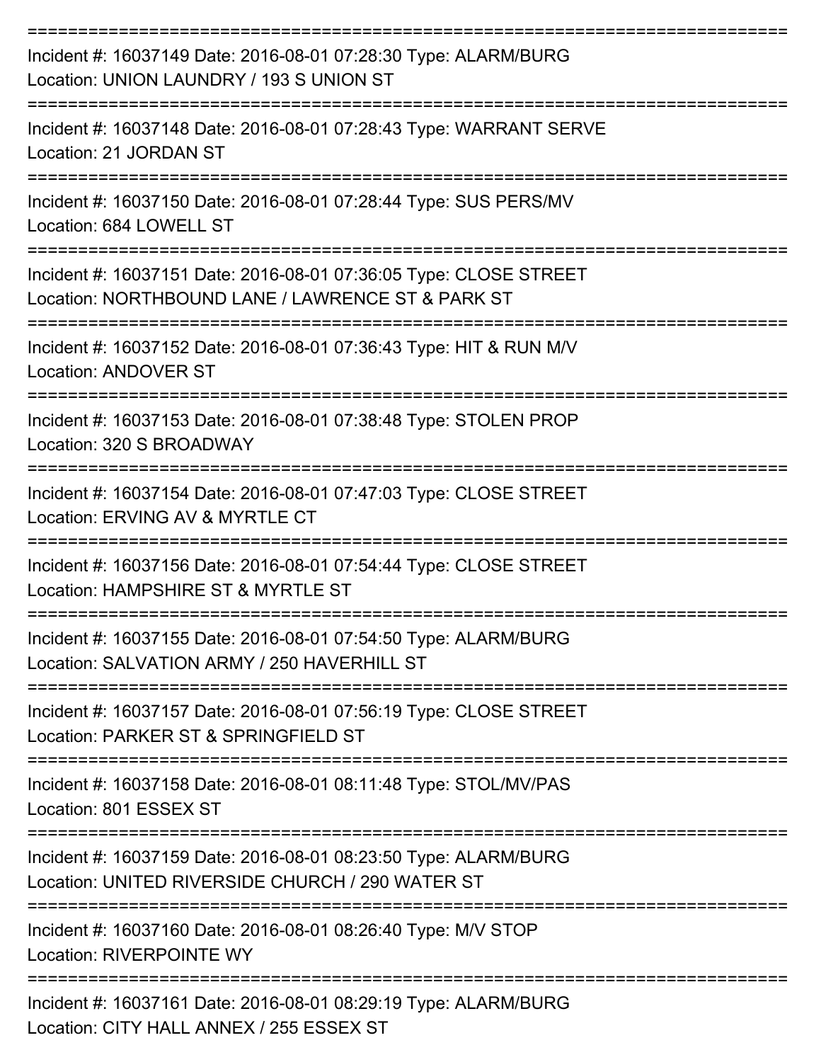===========================================================================

Incident #: 16037149 Date: 2016-08-01 07:28:30 Type: ALARM/BURG
Location: UNION LAUNDRY / 193 S UNION ST

===========================================================================

Incident #: 16037148 Date: 2016-08-01 07:28:43 Type: WARRANT SERVE
Location: 21 JORDAN ST

===========================================================================

Incident #: 16037150 Date: 2016-08-01 07:28:44 Type: SUS PERS/MV
Location: 684 LOWELL ST

===========================================================================

Incident #: 16037151 Date: 2016-08-01 07:36:05 Type: CLOSE STREET
Location: NORTHBOUND LANE / LAWRENCE ST & PARK ST

===========================================================================

Incident #: 16037152 Date: 2016-08-01 07:36:43 Type: HIT & RUN M/V
Location: ANDOVER ST

===========================================================================

Incident #: 16037153 Date: 2016-08-01 07:38:48 Type: STOLEN PROP
Location: 320 S BROADWAY

===========================================================================

Incident #: 16037154 Date: 2016-08-01 07:47:03 Type: CLOSE STREET
Location: ERVING AV & MYRTLE CT

===========================================================================

Incident #: 16037156 Date: 2016-08-01 07:54:44 Type: CLOSE STREET
Location: HAMPSHIRE ST & MYRTLE ST

===========================================================================

Incident #: 16037155 Date: 2016-08-01 07:54:50 Type: ALARM/BURG
Location: SALVATION ARMY / 250 HAVERHILL ST

===========================================================================

Incident #: 16037157 Date: 2016-08-01 07:56:19 Type: CLOSE STREET
Location: PARKER ST & SPRINGFIELD ST

===========================================================================

Incident #: 16037158 Date: 2016-08-01 08:11:48 Type: STOL/MV/PAS
Location: 801 ESSEX ST

===========================================================================

Incident #: 16037159 Date: 2016-08-01 08:23:50 Type: ALARM/BURG
Location: UNITED RIVERSIDE CHURCH / 290 WATER ST

===========================================================================

Incident #: 16037160 Date: 2016-08-01 08:26:40 Type: M/V STOP
Location: RIVERPOINTE WY

===========================================================================

Incident #: 16037161 Date: 2016-08-01 08:29:19 Type: ALARM/BURG
Location: CITY HALL ANNEX / 255 ESSEX ST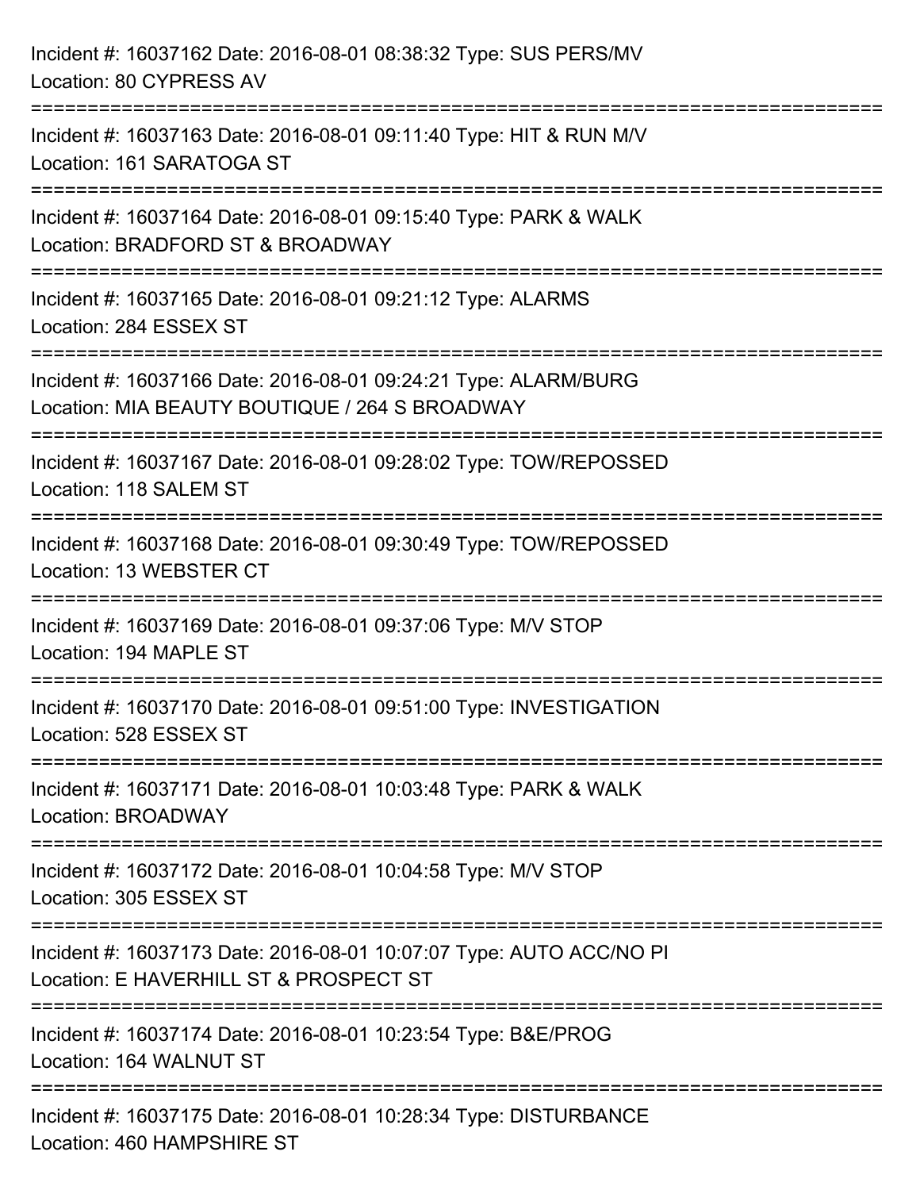Incident #: 16037162 Date: 2016-08-01 08:38:32 Type: SUS PERS/MV
Location: 80 CYPRESS AV

===========================================================================

Incident #: 16037163 Date: 2016-08-01 09:11:40 Type: HIT & RUN M/V
Location: 161 SARATOGA ST

===========================================================================

Incident #: 16037164 Date: 2016-08-01 09:15:40 Type: PARK & WALK
Location: BRADFORD ST & BROADWAY

===========================================================================

Incident #: 16037165 Date: 2016-08-01 09:21:12 Type: ALARMS
Location: 284 ESSEX ST

===========================================================================

Incident #: 16037166 Date: 2016-08-01 09:24:21 Type: ALARM/BURG
Location: MIA BEAUTY BOUTIQUE / 264 S BROADWAY

===========================================================================

Incident #: 16037167 Date: 2016-08-01 09:28:02 Type: TOW/REPOSSED
Location: 118 SALEM ST

===========================================================================

Incident #: 16037168 Date: 2016-08-01 09:30:49 Type: TOW/REPOSSED
Location: 13 WEBSTER CT

===========================================================================

Incident #: 16037169 Date: 2016-08-01 09:37:06 Type: M/V STOP
Location: 194 MAPLE ST

===========================================================================

Incident #: 16037170 Date: 2016-08-01 09:51:00 Type: INVESTIGATION
Location: 528 ESSEX ST

===========================================================================

Incident #: 16037171 Date: 2016-08-01 10:03:48 Type: PARK & WALK
Location: BROADWAY

===========================================================================

Incident #: 16037172 Date: 2016-08-01 10:04:58 Type: M/V STOP
Location: 305 ESSEX ST

===========================================================================

Incident #: 16037173 Date: 2016-08-01 10:07:07 Type: AUTO ACC/NO PI
Location: E HAVERHILL ST & PROSPECT ST

===========================================================================

Incident #: 16037174 Date: 2016-08-01 10:23:54 Type: B&E/PROG
Location: 164 WALNUT ST

===========================================================================

Incident #: 16037175 Date: 2016-08-01 10:28:34 Type: DISTURBANCE
Location: 460 HAMPSHIRE ST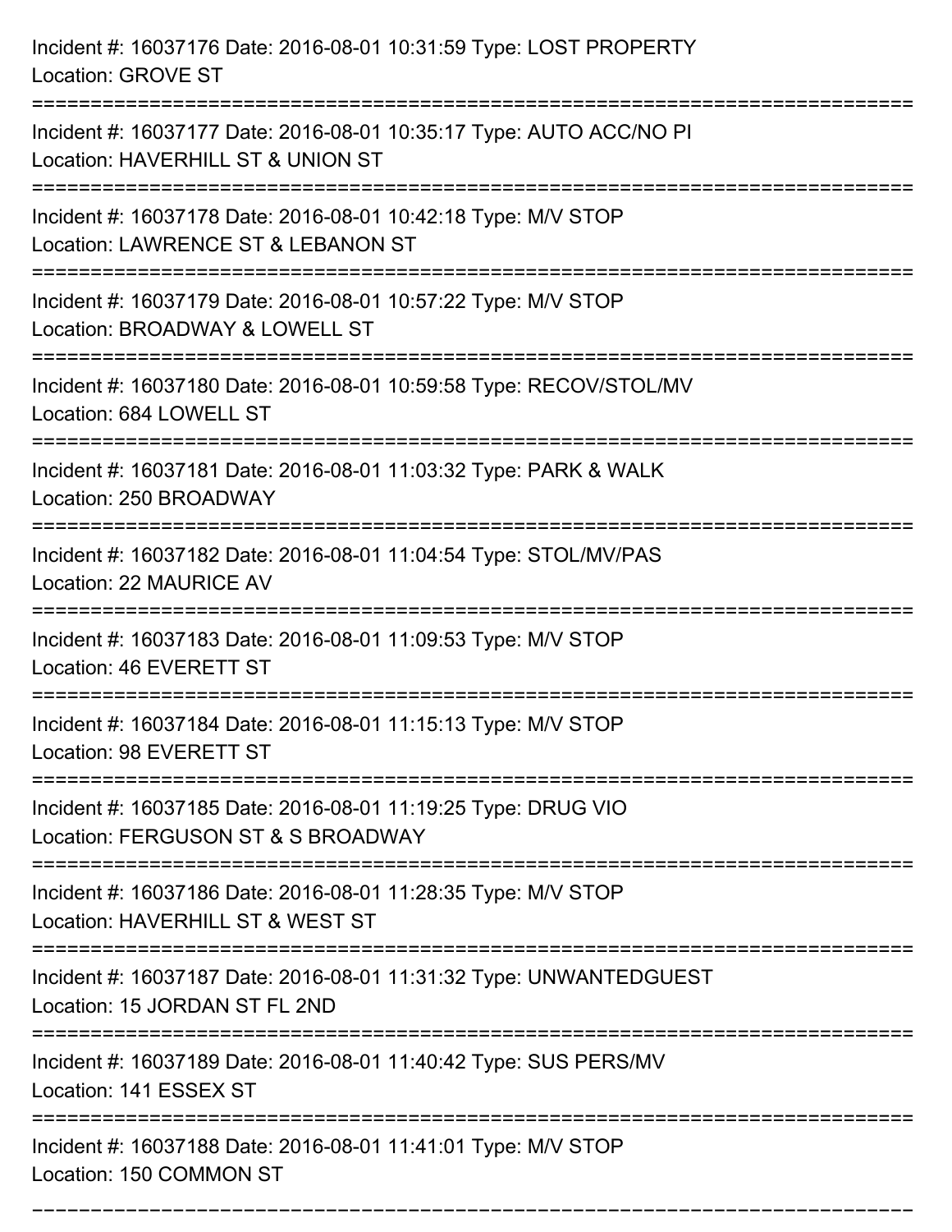Incident #: 16037176 Date: 2016-08-01 10:31:59 Type: LOST PROPERTY
Location: GROVE ST

===========================================================================

Incident #: 16037177 Date: 2016-08-01 10:35:17 Type: AUTO ACC/NO PI
Location: HAVERHILL ST & UNION ST

===========================================================================

Incident #: 16037178 Date: 2016-08-01 10:42:18 Type: M/V STOP
Location: LAWRENCE ST & LEBANON ST

===========================================================================

Incident #: 16037179 Date: 2016-08-01 10:57:22 Type: M/V STOP
Location: BROADWAY & LOWELL ST

===========================================================================

Incident #: 16037180 Date: 2016-08-01 10:59:58 Type: RECOV/STOL/MV
Location: 684 LOWELL ST

===========================================================================

Incident #: 16037181 Date: 2016-08-01 11:03:32 Type: PARK & WALK
Location: 250 BROADWAY

===========================================================================

Incident #: 16037182 Date: 2016-08-01 11:04:54 Type: STOL/MV/PAS
Location: 22 MAURICE AV

===========================================================================

Incident #: 16037183 Date: 2016-08-01 11:09:53 Type: M/V STOP
Location: 46 EVERETT ST

===========================================================================

Incident #: 16037184 Date: 2016-08-01 11:15:13 Type: M/V STOP
Location: 98 EVERETT ST

===========================================================================

Incident #: 16037185 Date: 2016-08-01 11:19:25 Type: DRUG VIO
Location: FERGUSON ST & S BROADWAY

===========================================================================

Incident #: 16037186 Date: 2016-08-01 11:28:35 Type: M/V STOP
Location: HAVERHILL ST & WEST ST

===========================================================================

Incident #: 16037187 Date: 2016-08-01 11:31:32 Type: UNWANTEDGUEST
Location: 15 JORDAN ST FL 2ND

===========================================================================

Incident #: 16037189 Date: 2016-08-01 11:40:42 Type: SUS PERS/MV
Location: 141 ESSEX ST

===========================================================================

Incident #: 16037188 Date: 2016-08-01 11:41:01 Type: M/V STOP
Location: 150 COMMON ST

===========================================================================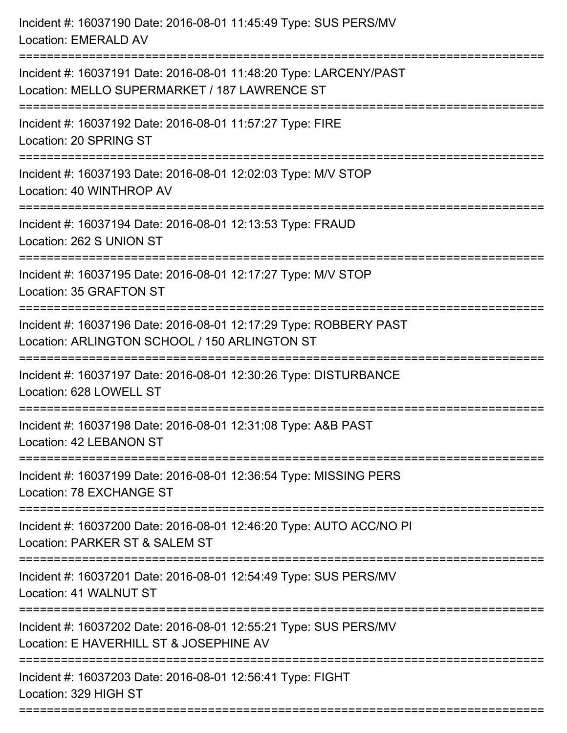Incident #: 16037190 Date: 2016-08-01 11:45:49 Type: SUS PERS/MV
Location: EMERALD AV

===========================================================================

Incident #: 16037191 Date: 2016-08-01 11:48:20 Type: LARCENY/PAST
Location: MELLO SUPERMARKET / 187 LAWRENCE ST

===========================================================================

Incident #: 16037192 Date: 2016-08-01 11:57:27 Type: FIRE
Location: 20 SPRING ST

===========================================================================

Incident #: 16037193 Date: 2016-08-01 12:02:03 Type: M/V STOP
Location: 40 WINTHROP AV

===========================================================================

Incident #: 16037194 Date: 2016-08-01 12:13:53 Type: FRAUD
Location: 262 S UNION ST

===========================================================================

Incident #: 16037195 Date: 2016-08-01 12:17:27 Type: M/V STOP
Location: 35 GRAFTON ST

===========================================================================

Incident #: 16037196 Date: 2016-08-01 12:17:29 Type: ROBBERY PAST
Location: ARLINGTON SCHOOL / 150 ARLINGTON ST

===========================================================================

Incident #: 16037197 Date: 2016-08-01 12:30:26 Type: DISTURBANCE
Location: 628 LOWELL ST

===========================================================================

Incident #: 16037198 Date: 2016-08-01 12:31:08 Type: A&B PAST
Location: 42 LEBANON ST

===========================================================================

Incident #: 16037199 Date: 2016-08-01 12:36:54 Type: MISSING PERS
Location: 78 EXCHANGE ST

===========================================================================

Incident #: 16037200 Date: 2016-08-01 12:46:20 Type: AUTO ACC/NO PI
Location: PARKER ST & SALEM ST

===========================================================================

Incident #: 16037201 Date: 2016-08-01 12:54:49 Type: SUS PERS/MV
Location: 41 WALNUT ST

===========================================================================

Incident #: 16037202 Date: 2016-08-01 12:55:21 Type: SUS PERS/MV
Location: E HAVERHILL ST & JOSEPHINE AV

===========================================================================

Incident #: 16037203 Date: 2016-08-01 12:56:41 Type: FIGHT
Location: 329 HIGH ST

===========================================================================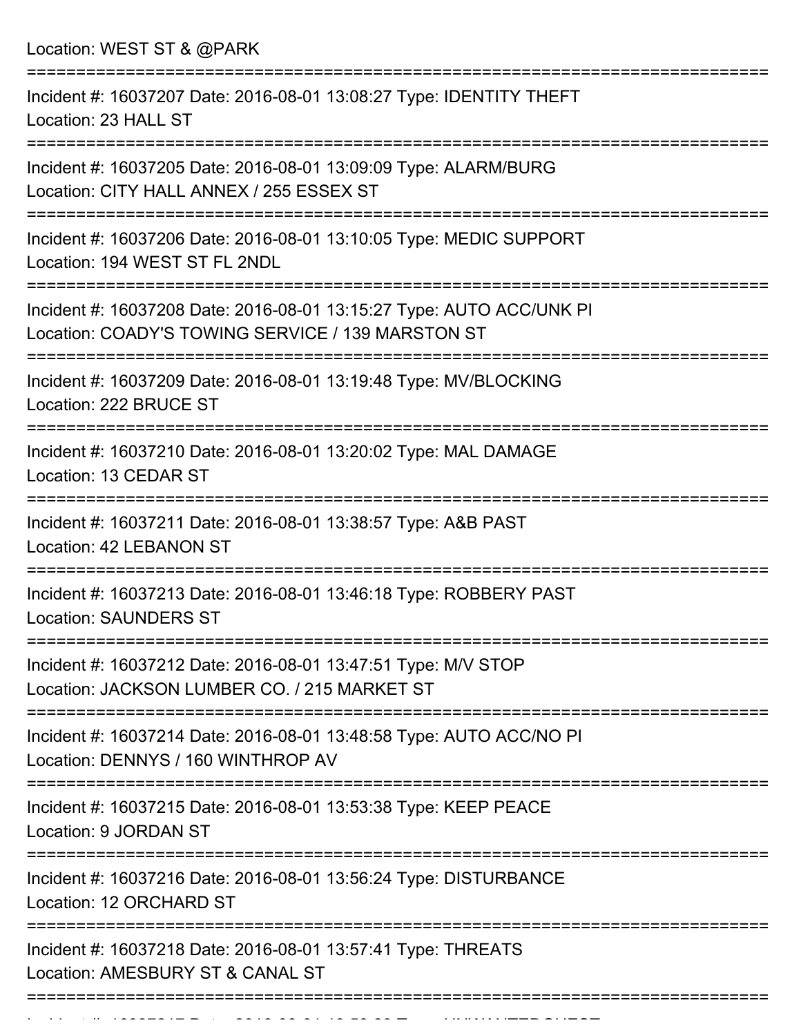Location: WEST ST & @PARK

===========================================================================

Incident #: 16037207 Date: 2016-08-01 13:08:27 Type: IDENTITY THEFT
Location: 23 HALL ST

===========================================================================

Incident #: 16037205 Date: 2016-08-01 13:09:09 Type: ALARM/BURG
Location: CITY HALL ANNEX / 255 ESSEX ST

===========================================================================

Incident #: 16037206 Date: 2016-08-01 13:10:05 Type: MEDIC SUPPORT
Location: 194 WEST ST FL 2NDL

===========================================================================

Incident #: 16037208 Date: 2016-08-01 13:15:27 Type: AUTO ACC/UNK PI
Location: COADY'S TOWING SERVICE / 139 MARSTON ST

===========================================================================

Incident #: 16037209 Date: 2016-08-01 13:19:48 Type: MV/BLOCKING
Location: 222 BRUCE ST

===========================================================================

Incident #: 16037210 Date: 2016-08-01 13:20:02 Type: MAL DAMAGE
Location: 13 CEDAR ST

===========================================================================

Incident #: 16037211 Date: 2016-08-01 13:38:57 Type: A&B PAST
Location: 42 LEBANON ST

===========================================================================

Incident #: 16037213 Date: 2016-08-01 13:46:18 Type: ROBBERY PAST
Location: SAUNDERS ST

===========================================================================

Incident #: 16037212 Date: 2016-08-01 13:47:51 Type: M/V STOP
Location: JACKSON LUMBER CO. / 215 MARKET ST

===========================================================================

Incident #: 16037214 Date: 2016-08-01 13:48:58 Type: AUTO ACC/NO PI
Location: DENNYS / 160 WINTHROP AV

===========================================================================

Incident #: 16037215 Date: 2016-08-01 13:53:38 Type: KEEP PEACE
Location: 9 JORDAN ST

===========================================================================

Incident #: 16037216 Date: 2016-08-01 13:56:24 Type: DISTURBANCE
Location: 12 ORCHARD ST

===========================================================================

Incident #: 16037218 Date: 2016-08-01 13:57:41 Type: THREATS
Location: AMESBURY ST & CANAL ST

===========================================================================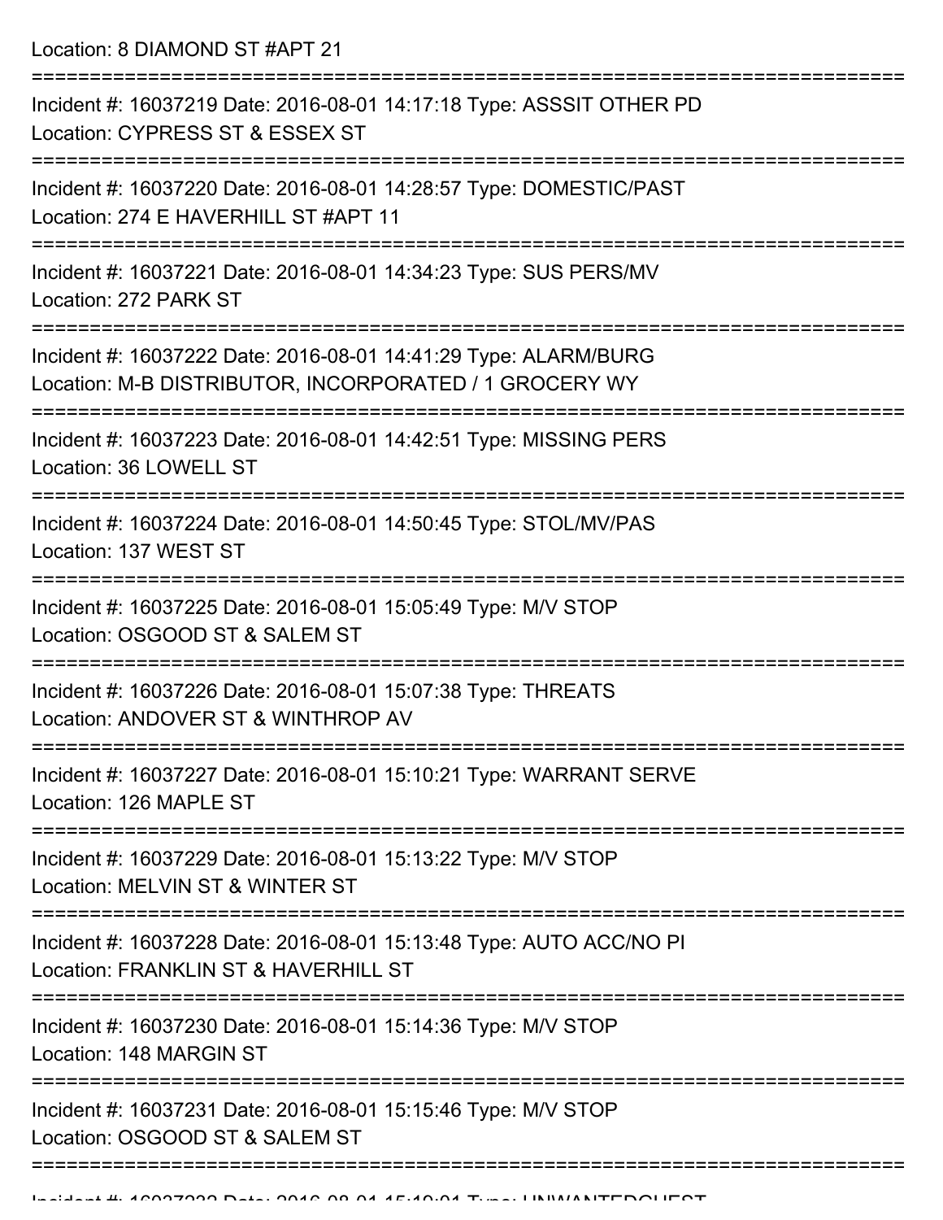Location: 8 DIAMOND ST #APT 21

===========================================================================

Incident #: 16037219 Date: 2016-08-01 14:17:18 Type: ASSSIT OTHER PD
Location: CYPRESS ST & ESSEX ST

===========================================================================

Incident #: 16037220 Date: 2016-08-01 14:28:57 Type: DOMESTIC/PAST
Location: 274 E HAVERHILL ST #APT 11

===========================================================================

Incident #: 16037221 Date: 2016-08-01 14:34:23 Type: SUS PERS/MV
Location: 272 PARK ST

===========================================================================

Incident #: 16037222 Date: 2016-08-01 14:41:29 Type: ALARM/BURG
Location: M-B DISTRIBUTOR, INCORPORATED / 1 GROCERY WY

===========================================================================

Incident #: 16037223 Date: 2016-08-01 14:42:51 Type: MISSING PERS
Location: 36 LOWELL ST

===========================================================================

Incident #: 16037224 Date: 2016-08-01 14:50:45 Type: STOL/MV/PAS
Location: 137 WEST ST

===========================================================================

Incident #: 16037225 Date: 2016-08-01 15:05:49 Type: M/V STOP
Location: OSGOOD ST & SALEM ST

===========================================================================

Incident #: 16037226 Date: 2016-08-01 15:07:38 Type: THREATS
Location: ANDOVER ST & WINTHROP AV

===========================================================================

Incident #: 16037227 Date: 2016-08-01 15:10:21 Type: WARRANT SERVE
Location: 126 MAPLE ST

===========================================================================

Incident #: 16037229 Date: 2016-08-01 15:13:22 Type: M/V STOP
Location: MELVIN ST & WINTER ST

===========================================================================

Incident #: 16037228 Date: 2016-08-01 15:13:48 Type: AUTO ACC/NO PI
Location: FRANKLIN ST & HAVERHILL ST

===========================================================================

Incident #: 16037230 Date: 2016-08-01 15:14:36 Type: M/V STOP
Location: 148 MARGIN ST

===========================================================================

Incident #: 16037231 Date: 2016-08-01 15:15:46 Type: M/V STOP
Location: OSGOOD ST & SALEM ST

===========================================================================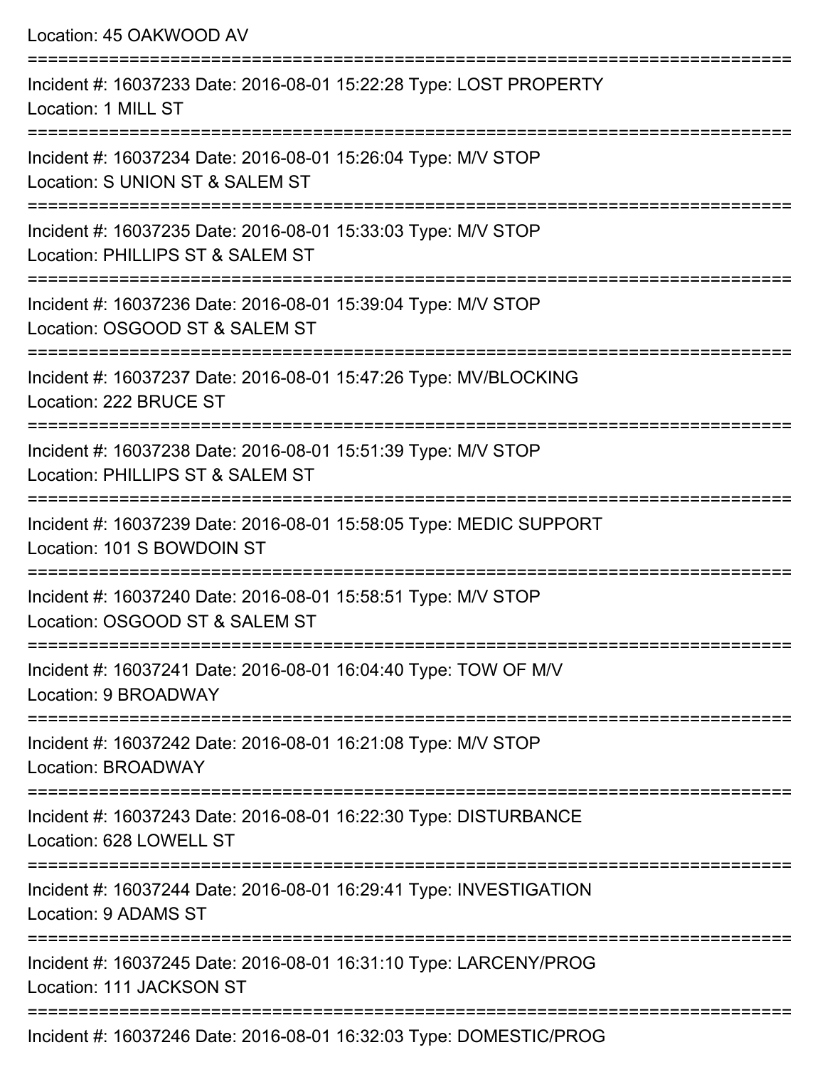Location: 45 OAKWOOD AV

===========================================================================

Incident #: 16037233 Date: 2016-08-01 15:22:28 Type: LOST PROPERTY
Location: 1 MILL ST

===========================================================================

Incident #: 16037234 Date: 2016-08-01 15:26:04 Type: M/V STOP
Location: S UNION ST & SALEM ST

===========================================================================

Incident #: 16037235 Date: 2016-08-01 15:33:03 Type: M/V STOP
Location: PHILLIPS ST & SALEM ST

===========================================================================

Incident #: 16037236 Date: 2016-08-01 15:39:04 Type: M/V STOP
Location: OSGOOD ST & SALEM ST

===========================================================================

Incident #: 16037237 Date: 2016-08-01 15:47:26 Type: MV/BLOCKING
Location: 222 BRUCE ST

===========================================================================

Incident #: 16037238 Date: 2016-08-01 15:51:39 Type: M/V STOP
Location: PHILLIPS ST & SALEM ST

===========================================================================

Incident #: 16037239 Date: 2016-08-01 15:58:05 Type: MEDIC SUPPORT
Location: 101 S BOWDOIN ST

===========================================================================

Incident #: 16037240 Date: 2016-08-01 15:58:51 Type: M/V STOP
Location: OSGOOD ST & SALEM ST

===========================================================================

Incident #: 16037241 Date: 2016-08-01 16:04:40 Type: TOW OF M/V
Location: 9 BROADWAY

===========================================================================

Incident #: 16037242 Date: 2016-08-01 16:21:08 Type: M/V STOP
Location: BROADWAY

===========================================================================

Incident #: 16037243 Date: 2016-08-01 16:22:30 Type: DISTURBANCE
Location: 628 LOWELL ST

===========================================================================

Incident #: 16037244 Date: 2016-08-01 16:29:41 Type: INVESTIGATION
Location: 9 ADAMS ST

===========================================================================

Incident #: 16037245 Date: 2016-08-01 16:31:10 Type: LARCENY/PROG
Location: 111 JACKSON ST

===========================================================================

Incident #: 16037246 Date: 2016-08-01 16:32:03 Type: DOMESTIC/PROG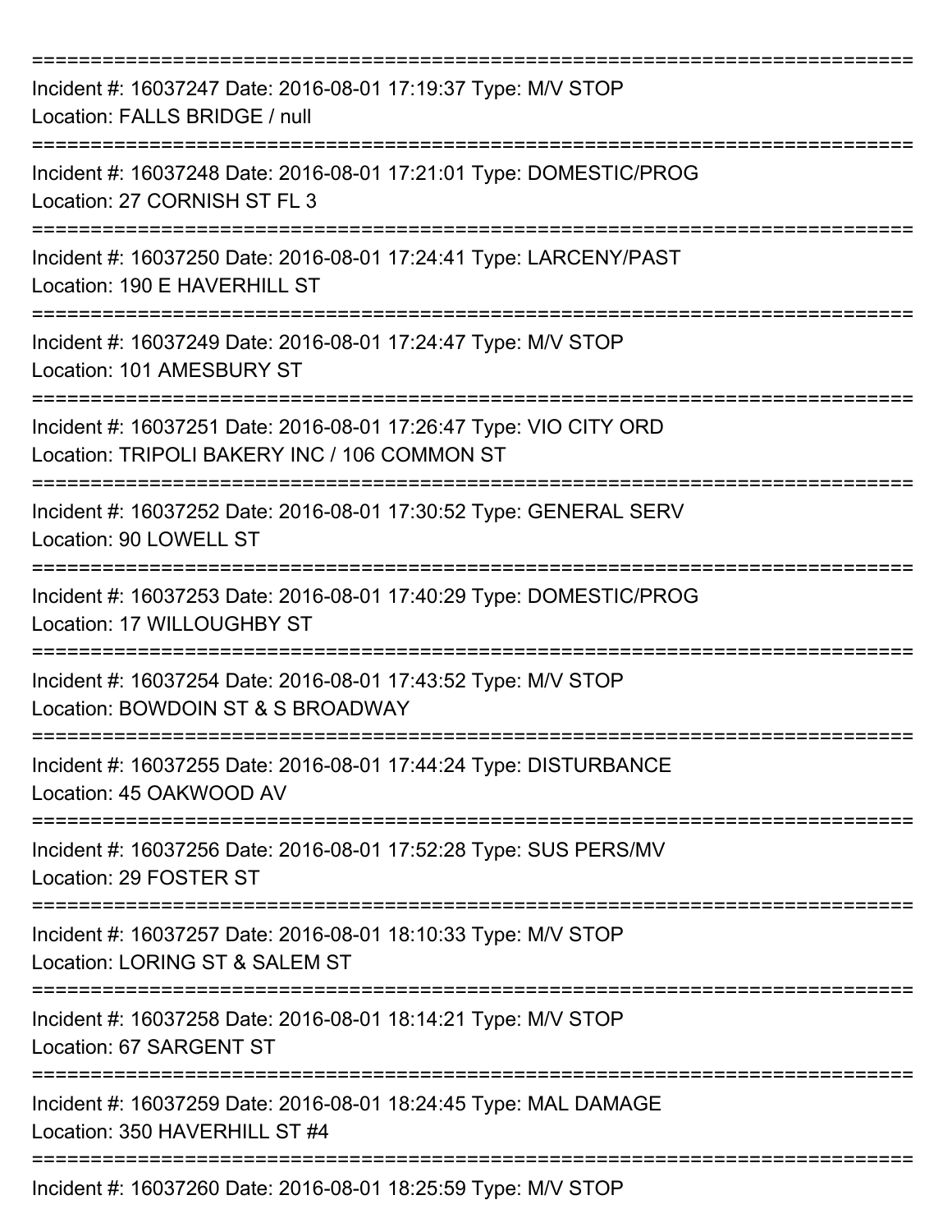===========================================================================

Incident #: 16037247 Date: 2016-08-01 17:19:37 Type: M/V STOP
Location: FALLS BRIDGE / null

===========================================================================

Incident #: 16037248 Date: 2016-08-01 17:21:01 Type: DOMESTIC/PROG
Location: 27 CORNISH ST FL 3

===========================================================================

Incident #: 16037250 Date: 2016-08-01 17:24:41 Type: LARCENY/PAST
Location: 190 E HAVERHILL ST

===========================================================================

Incident #: 16037249 Date: 2016-08-01 17:24:47 Type: M/V STOP
Location: 101 AMESBURY ST

===========================================================================

Incident #: 16037251 Date: 2016-08-01 17:26:47 Type: VIO CITY ORD
Location: TRIPOLI BAKERY INC / 106 COMMON ST

===========================================================================

Incident #: 16037252 Date: 2016-08-01 17:30:52 Type: GENERAL SERV
Location: 90 LOWELL ST

===========================================================================

Incident #: 16037253 Date: 2016-08-01 17:40:29 Type: DOMESTIC/PROG
Location: 17 WILLOUGHBY ST

===========================================================================

Incident #: 16037254 Date: 2016-08-01 17:43:52 Type: M/V STOP
Location: BOWDOIN ST & S BROADWAY

===========================================================================

Incident #: 16037255 Date: 2016-08-01 17:44:24 Type: DISTURBANCE
Location: 45 OAKWOOD AV

===========================================================================

Incident #: 16037256 Date: 2016-08-01 17:52:28 Type: SUS PERS/MV
Location: 29 FOSTER ST

===========================================================================

Incident #: 16037257 Date: 2016-08-01 18:10:33 Type: M/V STOP
Location: LORING ST & SALEM ST

===========================================================================

Incident #: 16037258 Date: 2016-08-01 18:14:21 Type: M/V STOP
Location: 67 SARGENT ST

===========================================================================

Incident #: 16037259 Date: 2016-08-01 18:24:45 Type: MAL DAMAGE
Location: 350 HAVERHILL ST #4

===========================================================================

Incident #: 16037260 Date: 2016-08-01 18:25:59 Type: M/V STOP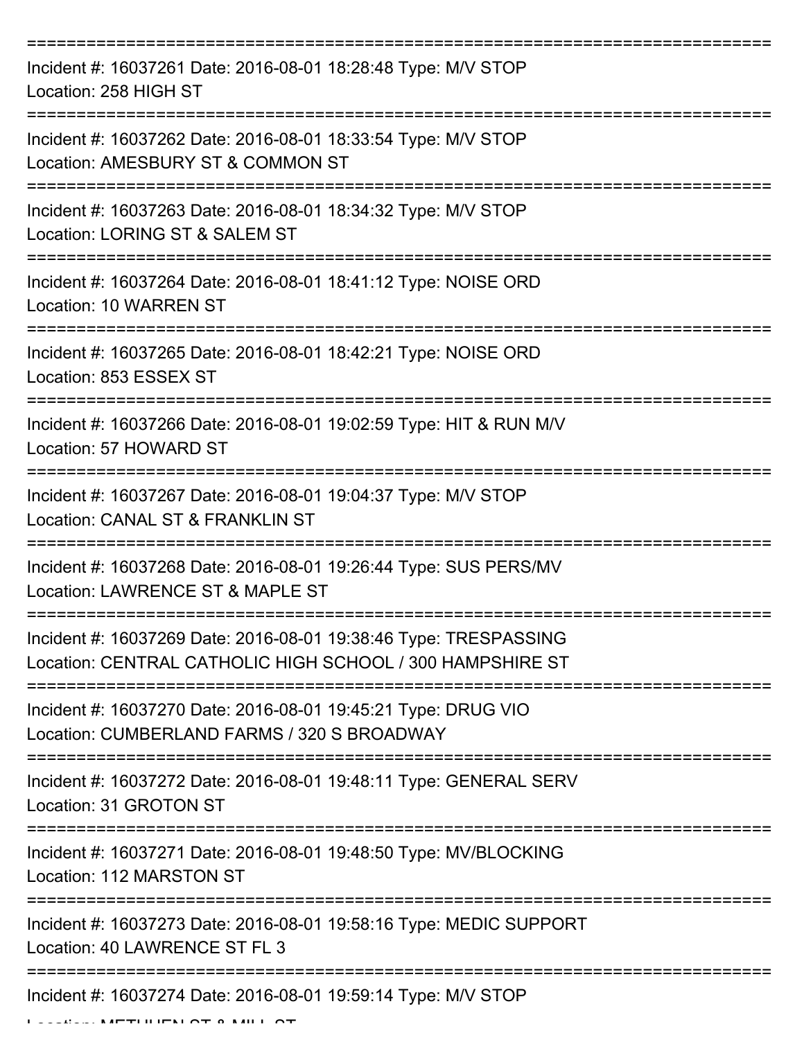===========================================================================
Incident #: 16037261 Date: 2016-08-01 18:28:48 Type: M/V STOP
Location: 258 HIGH ST
===========================================================================
Incident #: 16037262 Date: 2016-08-01 18:33:54 Type: M/V STOP
Location: AMESBURY ST & COMMON ST
===========================================================================
Incident #: 16037263 Date: 2016-08-01 18:34:32 Type: M/V STOP
Location: LORING ST & SALEM ST
===========================================================================
Incident #: 16037264 Date: 2016-08-01 18:41:12 Type: NOISE ORD
Location: 10 WARREN ST
===========================================================================
Incident #: 16037265 Date: 2016-08-01 18:42:21 Type: NOISE ORD
Location: 853 ESSEX ST
===========================================================================
Incident #: 16037266 Date: 2016-08-01 19:02:59 Type: HIT & RUN M/V
Location: 57 HOWARD ST
===========================================================================
Incident #: 16037267 Date: 2016-08-01 19:04:37 Type: M/V STOP
Location: CANAL ST & FRANKLIN ST
===========================================================================
Incident #: 16037268 Date: 2016-08-01 19:26:44 Type: SUS PERS/MV
Location: LAWRENCE ST & MAPLE ST
===========================================================================
Incident #: 16037269 Date: 2016-08-01 19:38:46 Type: TRESPASSING
Location: CENTRAL CATHOLIC HIGH SCHOOL / 300 HAMPSHIRE ST
===========================================================================
Incident #: 16037270 Date: 2016-08-01 19:45:21 Type: DRUG VIO
Location: CUMBERLAND FARMS / 320 S BROADWAY
===========================================================================
Incident #: 16037272 Date: 2016-08-01 19:48:11 Type: GENERAL SERV
Location: 31 GROTON ST
===========================================================================
Incident #: 16037271 Date: 2016-08-01 19:48:50 Type: MV/BLOCKING
Location: 112 MARSTON ST
===========================================================================
Incident #: 16037273 Date: 2016-08-01 19:58:16 Type: MEDIC SUPPORT
Location: 40 LAWRENCE ST FL 3
===========================================================================
Incident #: 16037274 Date: 2016-08-01 19:59:14 Type: M/V STOP
Location: METHUEN ST & MILL ST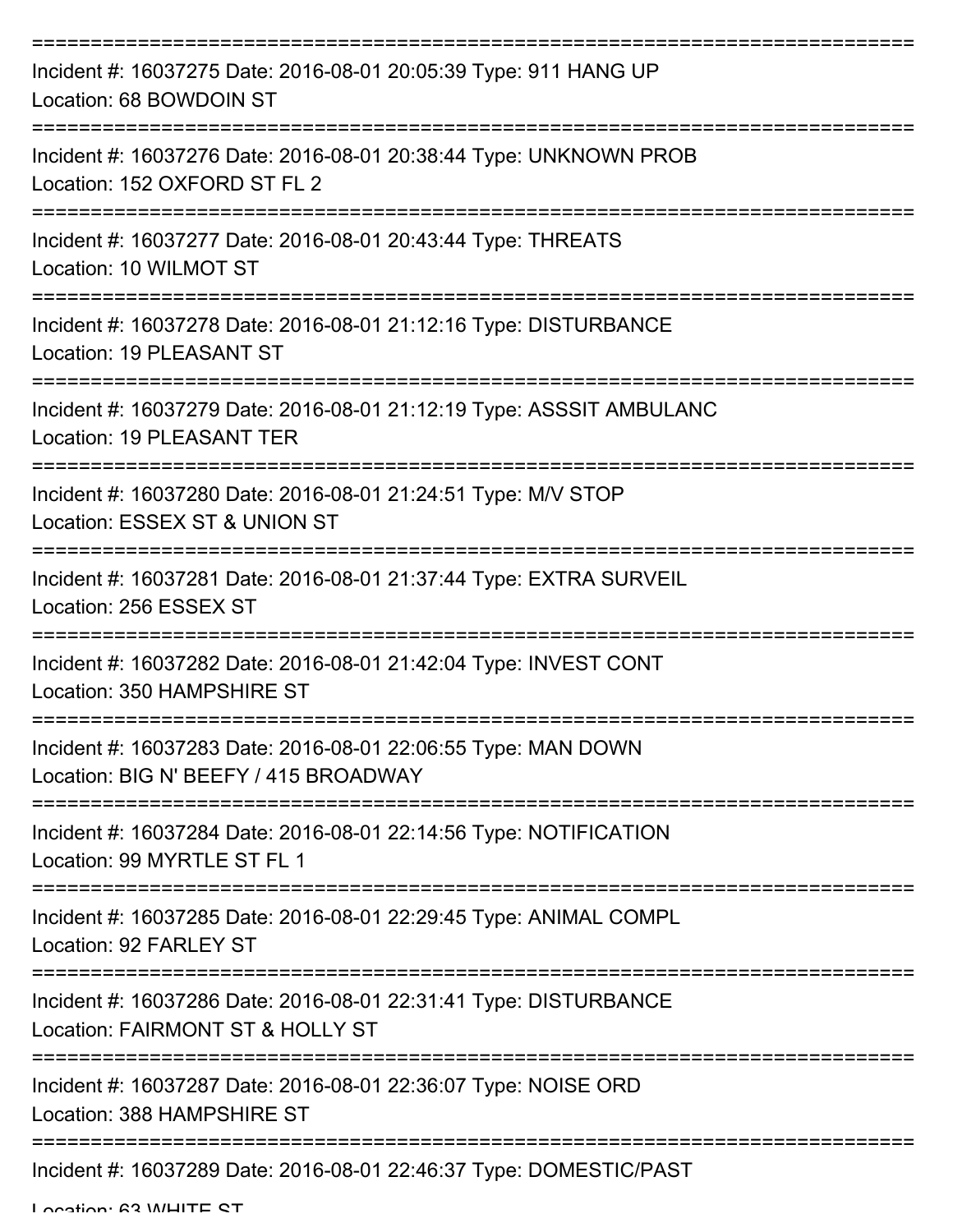===========================================================================

Incident #: 16037275 Date: 2016-08-01 20:05:39 Type: 911 HANG UP
Location: 68 BOWDOIN ST

===========================================================================

Incident #: 16037276 Date: 2016-08-01 20:38:44 Type: UNKNOWN PROB
Location: 152 OXFORD ST FL 2

===========================================================================

Incident #: 16037277 Date: 2016-08-01 20:43:44 Type: THREATS
Location: 10 WILMOT ST

===========================================================================

Incident #: 16037278 Date: 2016-08-01 21:12:16 Type: DISTURBANCE
Location: 19 PLEASANT ST

===========================================================================

Incident #: 16037279 Date: 2016-08-01 21:12:19 Type: ASSSIT AMBULANC
Location: 19 PLEASANT TER

===========================================================================

Incident #: 16037280 Date: 2016-08-01 21:24:51 Type: M/V STOP
Location: ESSEX ST & UNION ST

===========================================================================

Incident #: 16037281 Date: 2016-08-01 21:37:44 Type: EXTRA SURVEIL
Location: 256 ESSEX ST

===========================================================================

Incident #: 16037282 Date: 2016-08-01 21:42:04 Type: INVEST CONT
Location: 350 HAMPSHIRE ST

===========================================================================

Incident #: 16037283 Date: 2016-08-01 22:06:55 Type: MAN DOWN
Location: BIG N' BEEFY / 415 BROADWAY

===========================================================================

Incident #: 16037284 Date: 2016-08-01 22:14:56 Type: NOTIFICATION
Location: 99 MYRTLE ST FL 1

===========================================================================

Incident #: 16037285 Date: 2016-08-01 22:29:45 Type: ANIMAL COMPL
Location: 92 FARLEY ST

===========================================================================

Incident #: 16037286 Date: 2016-08-01 22:31:41 Type: DISTURBANCE
Location: FAIRMONT ST & HOLLY ST

===========================================================================

Incident #: 16037287 Date: 2016-08-01 22:36:07 Type: NOISE ORD
Location: 388 HAMPSHIRE ST

===========================================================================

Incident #: 16037289 Date: 2016-08-01 22:46:37 Type: DOMESTIC/PAST
Location: 63 WHITE ST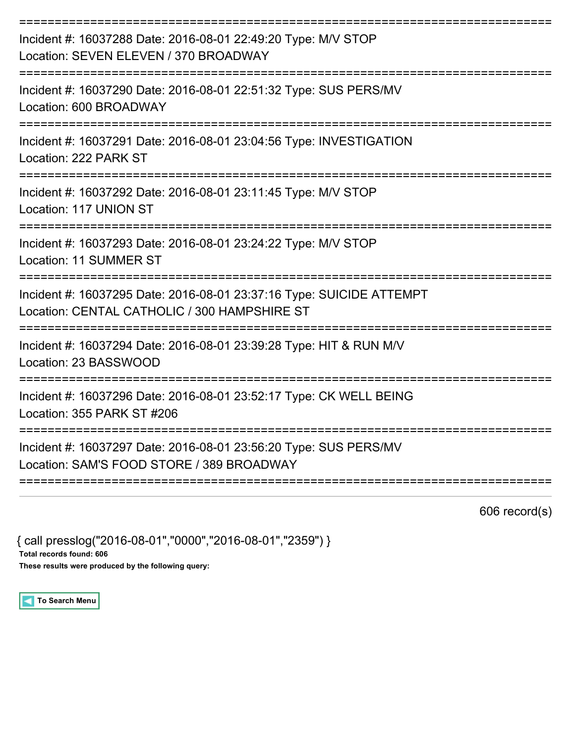===========================================================================

Incident #: 16037288 Date: 2016-08-01 22:49:20 Type: M/V STOP
Location: SEVEN ELEVEN / 370 BROADWAY

===========================================================================

Incident #: 16037290 Date: 2016-08-01 22:51:32 Type: SUS PERS/MV
Location: 600 BROADWAY

===========================================================================

Incident #: 16037291 Date: 2016-08-01 23:04:56 Type: INVESTIGATION
Location: 222 PARK ST

===========================================================================

Incident #: 16037292 Date: 2016-08-01 23:11:45 Type: M/V STOP
Location: 117 UNION ST

===========================================================================

Incident #: 16037293 Date: 2016-08-01 23:24:22 Type: M/V STOP
Location: 11 SUMMER ST

===========================================================================

Incident #: 16037295 Date: 2016-08-01 23:37:16 Type: SUICIDE ATTEMPT
Location: CENTAL CATHOLIC / 300 HAMPSHIRE ST

===========================================================================

Incident #: 16037294 Date: 2016-08-01 23:39:28 Type: HIT & RUN M/V
Location: 23 BASSWOOD

===========================================================================

Incident #: 16037296 Date: 2016-08-01 23:52:17 Type: CK WELL BEING
Location: 355 PARK ST #206

===========================================================================

Incident #: 16037297 Date: 2016-08-01 23:56:20 Type: SUS PERS/MV
Location: SAM'S FOOD STORE / 389 BROADWAY

===========================================================================

606 record(s)

{ call presslog("2016-08-01","0000","2016-08-01","2359") }

**Total records found: 606**

**These results were produced by the following query:**

To Search Menu